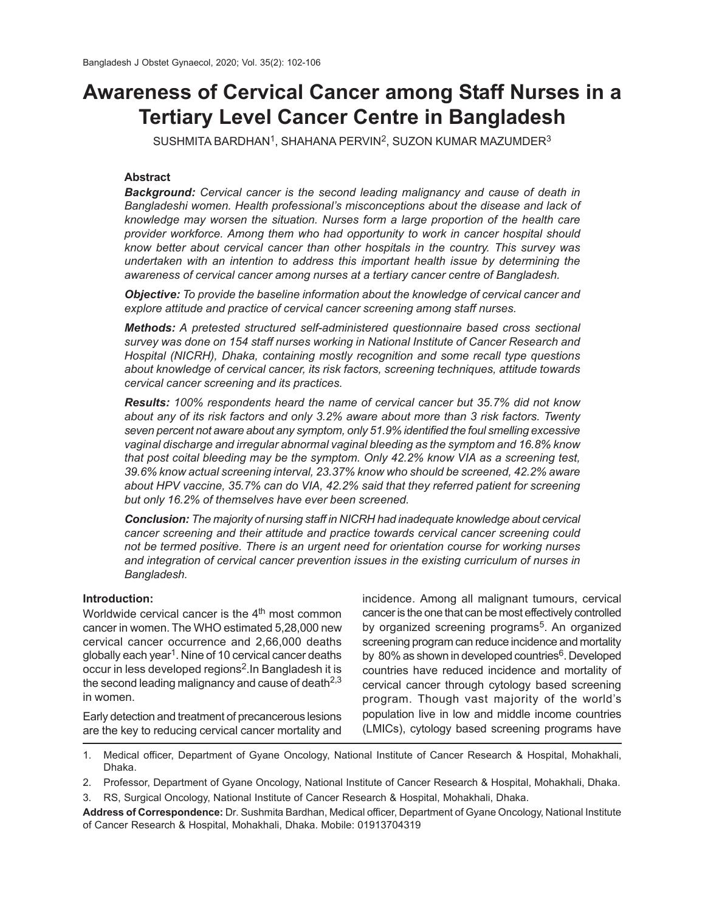# Awareness of Cervical Cancer among Staff Nurses in a Tertiary Level Cancer Centre in Bangladesh

SUSHMITA BARDHAN[1], SHAHANA PERVIN[2], SUZON KUMAR MAZUMDER[3]

## Abstract

***Background:*** *Cervical cancer is the second leading malignancy and cause of death in Bangladeshi women. Health professional's misconceptions about the disease and lack of knowledge may worsen the situation. Nurses form a large proportion of the health care provider workforce. Among them who had opportunity to work in cancer hospital should know better about cervical cancer than other hospitals in the country. This survey was undertaken with an intention to address this important health issue by determining the awareness of cervical cancer among nurses at a tertiary cancer centre of Bangladesh.*

***Objective:*** *To provide the baseline information about the knowledge of cervical cancer and explore attitude and practice of cervical cancer screening among staff nurses.*

***Methods:*** *A pretested structured self-administered questionnaire based cross sectional survey was done on 154 staff nurses working in National Institute of Cancer Research and Hospital (NICRH), Dhaka, containing mostly recognition and some recall type questions about knowledge of cervical cancer, its risk factors, screening techniques, attitude towards cervical cancer screening and its practices.*

***Results:*** *100% respondents heard the name of cervical cancer but 35.7% did not know about any of its risk factors and only 3.2% aware about more than 3 risk factors. Twenty seven percent not aware about any symptom, only 51.9% identified the foul smelling excessive vaginal discharge and irregular abnormal vaginal bleeding as the symptom and 16.8% know that post coital bleeding may be the symptom. Only 42.2% know VIA as a screening test, 39.6% know actual screening interval, 23.37% know who should be screened, 42.2% aware about HPV vaccine, 35.7% can do VIA, 42.2% said that they referred patient for screening but only 16.2% of themselves have ever been screened.*

***Conclusion:*** *The majority of nursing staff in NICRH had inadequate knowledge about cervical cancer screening and their attitude and practice towards cervical cancer screening could not be termed positive. There is an urgent need for orientation course for working nurses and integration of cervical cancer prevention issues in the existing curriculum of nurses in Bangladesh.*

## Introduction:

Worldwide cervical cancer is the 4[th] most common cancer in women. The WHO estimated 5,28,000 new cervical cancer occurrence and 2,66,000 deaths globally each year[1]. Nine of 10 cervical cancer deaths occur in less developed regions[2].In Bangladesh it is the second leading malignancy and cause of death[2,3] in women.

Early detection and treatment of precancerous lesions are the key to reducing cervical cancer mortality and incidence. Among all malignant tumours, cervical cancer is the one that can be most effectively controlled by organized screening programs[5]. An organized screening program can reduce incidence and mortality by 80% as shown in developed countries[6]. Developed countries have reduced incidence and mortality of cervical cancer through cytology based screening program. Though vast majority of the world's population live in low and middle income countries (LMICs), cytology based screening programs have

1. Medical officer, Department of Gyane Oncology, National Institute of Cancer Research & Hospital, Mohakhali, Dhaka.
2. Professor, Department of Gyane Oncology, National Institute of Cancer Research & Hospital, Mohakhali, Dhaka.
3. RS, Surgical Oncology, National Institute of Cancer Research & Hospital, Mohakhali, Dhaka.

**Address of Correspondence:** Dr. Sushmita Bardhan, Medical officer, Department of Gyane Oncology, National Institute of Cancer Research & Hospital, Mohakhali, Dhaka. Mobile: 01913704319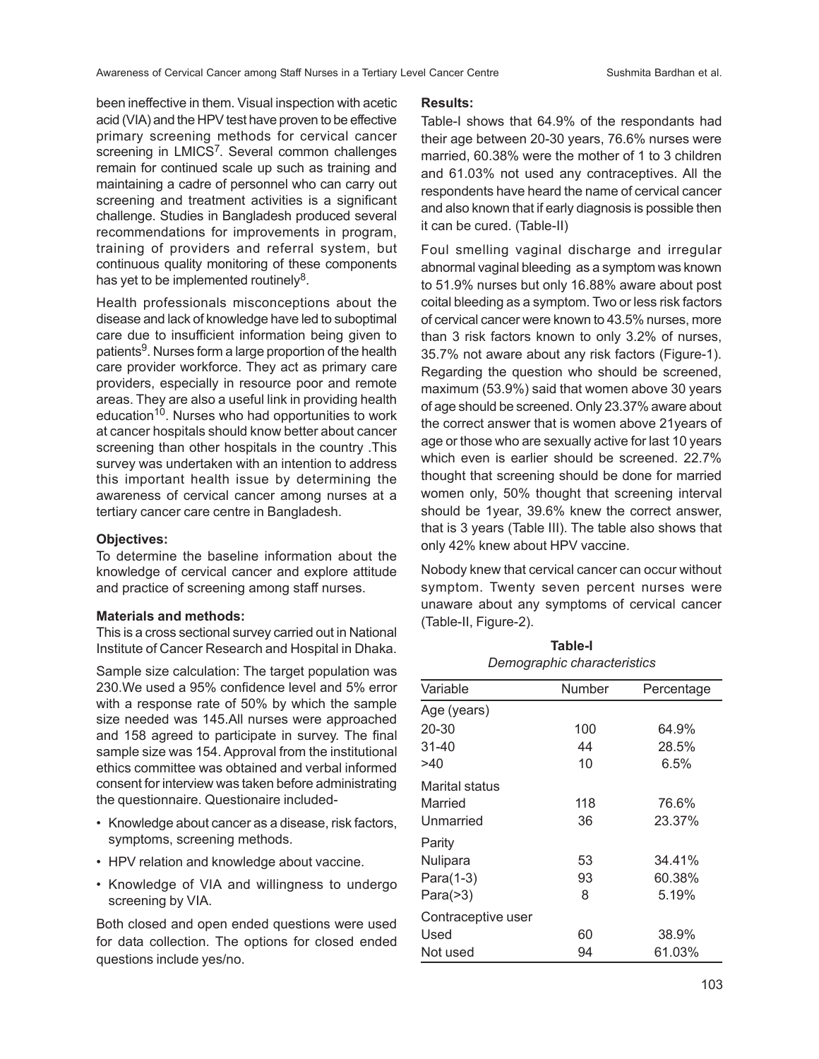been ineffective in them. Visual inspection with acetic acid (VIA) and the HPV test have proven to be effective primary screening methods for cervical cancer screening in LMICS[7]. Several common challenges remain for continued scale up such as training and maintaining a cadre of personnel who can carry out screening and treatment activities is a significant challenge. Studies in Bangladesh produced several recommendations for improvements in program, training of providers and referral system, but continuous quality monitoring of these components has yet to be implemented routinely[8].

Health professionals misconceptions about the disease and lack of knowledge have led to suboptimal care due to insufficient information being given to patients[9]. Nurses form a large proportion of the health care provider workforce. They act as primary care providers, especially in resource poor and remote areas. They are also a useful link in providing health education[10]. Nurses who had opportunities to work at cancer hospitals should know better about cancer screening than other hospitals in the country .This survey was undertaken with an intention to address this important health issue by determining the awareness of cervical cancer among nurses at a tertiary cancer care centre in Bangladesh.

### Objectives:

To determine the baseline information about the knowledge of cervical cancer and explore attitude and practice of screening among staff nurses.

### Materials and methods:

This is a cross sectional survey carried out in National Institute of Cancer Research and Hospital in Dhaka.

Sample size calculation: The target population was 230.We used a 95% confidence level and 5% error with a response rate of 50% by which the sample size needed was 145.All nurses were approached and 158 agreed to participate in survey. The final sample size was 154. Approval from the institutional ethics committee was obtained and verbal informed consent for interview was taken before administrating the questionnaire. Questionaire included-

- Knowledge about cancer as a disease, risk factors, symptoms, screening methods.
- HPV relation and knowledge about vaccine.
- Knowledge of VIA and willingness to undergo screening by VIA.

Both closed and open ended questions were used for data collection. The options for closed ended questions include yes/no.

### Results:

Table-I shows that 64.9% of the respondants had their age between 20-30 years, 76.6% nurses were married, 60.38% were the mother of 1 to 3 children and 61.03% not used any contraceptives. All the respondents have heard the name of cervical cancer and also known that if early diagnosis is possible then it can be cured. (Table-II)

Foul smelling vaginal discharge and irregular abnormal vaginal bleeding as a symptom was known to 51.9% nurses but only 16.88% aware about post coital bleeding as a symptom. Two or less risk factors of cervical cancer were known to 43.5% nurses, more than 3 risk factors known to only 3.2% of nurses, 35.7% not aware about any risk factors (Figure-1). Regarding the question who should be screened, maximum (53.9%) said that women above 30 years of age should be screened. Only 23.37% aware about the correct answer that is women above 21years of age or those who are sexually active for last 10 years which even is earlier should be screened. 22.7% thought that screening should be done for married women only, 50% thought that screening interval should be 1year, 39.6% knew the correct answer, that is 3 years (Table III). The table also shows that only 42% knew about HPV vaccine.

Nobody knew that cervical cancer can occur without symptom. Twenty seven percent nurses were unaware about any symptoms of cervical cancer (Table-II, Figure-2).

**Table-I**
*Demographic characteristics*

| Variable | Number | Percentage |
|---|---|---|
| Age (years) | | |
| 20-30 | 100 | 64.9% |
| 31-40 | 44 | 28.5% |
| >40 | 10 | 6.5% |
| Marital status | | |
| Married | 118 | 76.6% |
| Unmarried | 36 | 23.37% |
| Parity | | |
| Nulipara | 53 | 34.41% |
| Para(1-3) | 93 | 60.38% |
| Para(>3) | 8 | 5.19% |
| Contraceptive user | | |
| Used | 60 | 38.9% |
| Not used | 94 | 61.03% |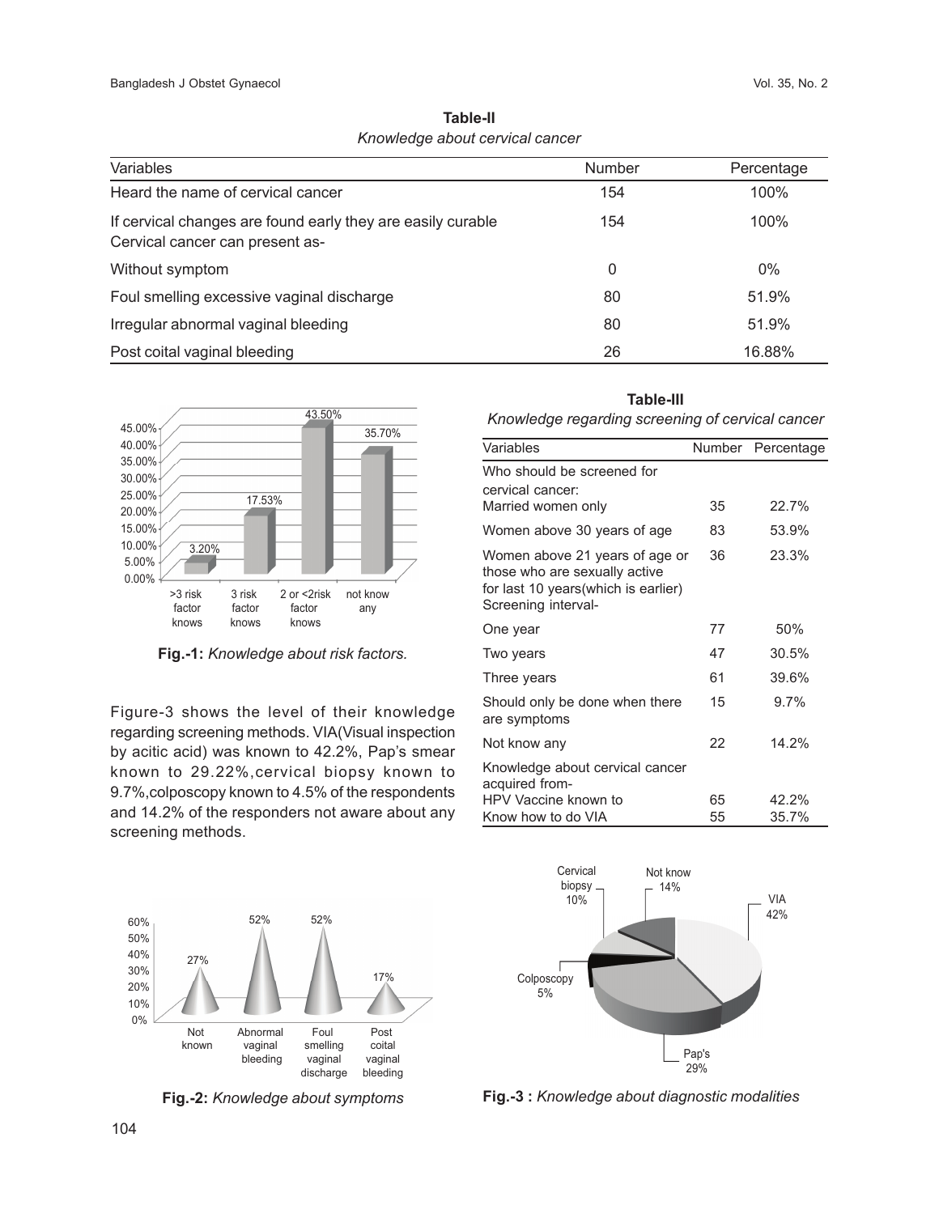**Table-II**
*Knowledge about cervical cancer*

| Variables | Number | Percentage |
|---|---|---|
| Heard the name of cervical cancer | 154 | 100% |
| If cervical changes are found early they are easily curable | 154 | 100% |
| Cervical cancer can present as- | | |
| Without symptom | 0 | 0% |
| Foul smelling excessive vaginal discharge | 80 | 51.9% |
| Irregular abnormal vaginal bleeding | 80 | 51.9% |
| Post coital vaginal bleeding | 26 | 16.88% |

**Fig.-1:** *Knowledge about risk factors.*

Figure-3 shows the level of their knowledge regarding screening methods. VIA(Visual inspection by acitic acid) was known to 42.2%, Pap's smear known to 29.22%,cervical biopsy known to 9.7%,colposcopy known to 4.5% of the respondents and 14.2% of the responders not aware about any screening methods.

**Table-III**
*Knowledge regarding screening of cervical cancer*

| Variables | Number | Percentage |
|---|---|---|
| Who should be screened for cervical cancer: | | |
| Married women only | 35 | 22.7% |
| Women above 30 years of age | 83 | 53.9% |
| Women above 21 years of age or those who are sexually active for last 10 years(which is earlier) | 36 | 23.3% |
| Screening interval- | | |
| One year | 77 | 50% |
| Two years | 47 | 30.5% |
| Three years | 61 | 39.6% |
| Should only be done when there are symptoms | 15 | 9.7% |
| Not know any | 22 | 14.2% |
| Knowledge about cervical cancer acquired from- | | |
| HPV Vaccine known to | 65 | 42.2% |
| Know how to do VIA | 55 | 35.7% |

**Fig.-2:** *Knowledge about symptoms*

**Fig.-3 :** *Knowledge about diagnostic modalities*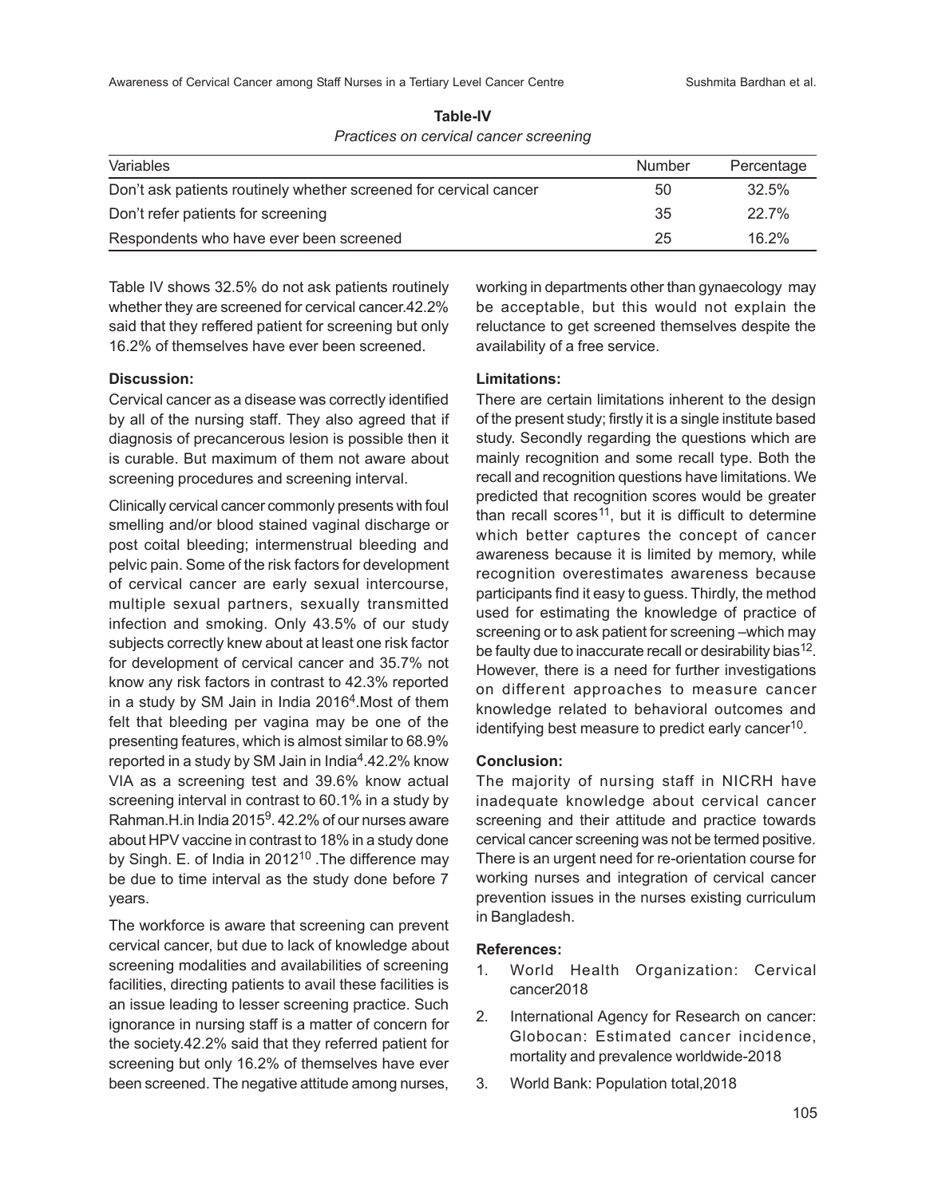**Table-IV**

*Practices on cervical cancer screening*

| Variables | Number | Percentage |
|---|---|---|
| Don't ask patients routinely whether screened for cervical cancer | 50 | 32.5% |
| Don't refer patients for screening | 35 | 22.7% |
| Respondents who have ever been screened | 25 | 16.2% |

Table IV shows 32.5% do not ask patients routinely whether they are screened for cervical cancer.42.2% said that they reffered patient for screening but only 16.2% of themselves have ever been screened.

**Discussion:**

Cervical cancer as a disease was correctly identified by all of the nursing staff. They also agreed that if diagnosis of precancerous lesion is possible then it is curable. But maximum of them not aware about screening procedures and screening interval.

Clinically cervical cancer commonly presents with foul smelling and/or blood stained vaginal discharge or post coital bleeding; intermenstrual bleeding and pelvic pain. Some of the risk factors for development of cervical cancer are early sexual intercourse, multiple sexual partners, sexually transmitted infection and smoking. Only 43.5% of our study subjects correctly knew about at least one risk factor for development of cervical cancer and 35.7% not know any risk factors in contrast to 42.3% reported in a study by SM Jain in India 2016[4].Most of them felt that bleeding per vagina may be one of the presenting features, which is almost similar to 68.9% reported in a study by SM Jain in India[4].42.2% know VIA as a screening test and 39.6% know actual screening interval in contrast to 60.1% in a study by Rahman.H.in India 2015[9]. 42.2% of our nurses aware about HPV vaccine in contrast to 18% in a study done by Singh. E. of India in 2012[10] .The difference may be due to time interval as the study done before 7 years.

The workforce is aware that screening can prevent cervical cancer, but due to lack of knowledge about screening modalities and availabilities of screening facilities, directing patients to avail these facilities is an issue leading to lesser screening practice. Such ignorance in nursing staff is a matter of concern for the society.42.2% said that they referred patient for screening but only 16.2% of themselves have ever been screened. The negative attitude among nurses, working in departments other than gynaecology may be acceptable, but this would not explain the reluctance to get screened themselves despite the availability of a free service.

**Limitations:**

There are certain limitations inherent to the design of the present study; firstly it is a single institute based study. Secondly regarding the questions which are mainly recognition and some recall type. Both the recall and recognition questions have limitations. We predicted that recognition scores would be greater than recall scores[11], but it is difficult to determine which better captures the concept of cancer awareness because it is limited by memory, while recognition overestimates awareness because participants find it easy to guess. Thirdly, the method used for estimating the knowledge of practice of screening or to ask patient for screening –which may be faulty due to inaccurate recall or desirability bias[12]. However, there is a need for further investigations on different approaches to measure cancer knowledge related to behavioral outcomes and identifying best measure to predict early cancer[10].

**Conclusion:**

The majority of nursing staff in NICRH have inadequate knowledge about cervical cancer screening and their attitude and practice towards cervical cancer screening was not be termed positive. There is an urgent need for re-orientation course for working nurses and integration of cervical cancer prevention issues in the nurses existing curriculum in Bangladesh.

**References:**

1. World Health Organization: Cervical cancer2018
2. International Agency for Research on cancer: Globocan: Estimated cancer incidence, mortality and prevalence worldwide-2018
3. World Bank: Population total,2018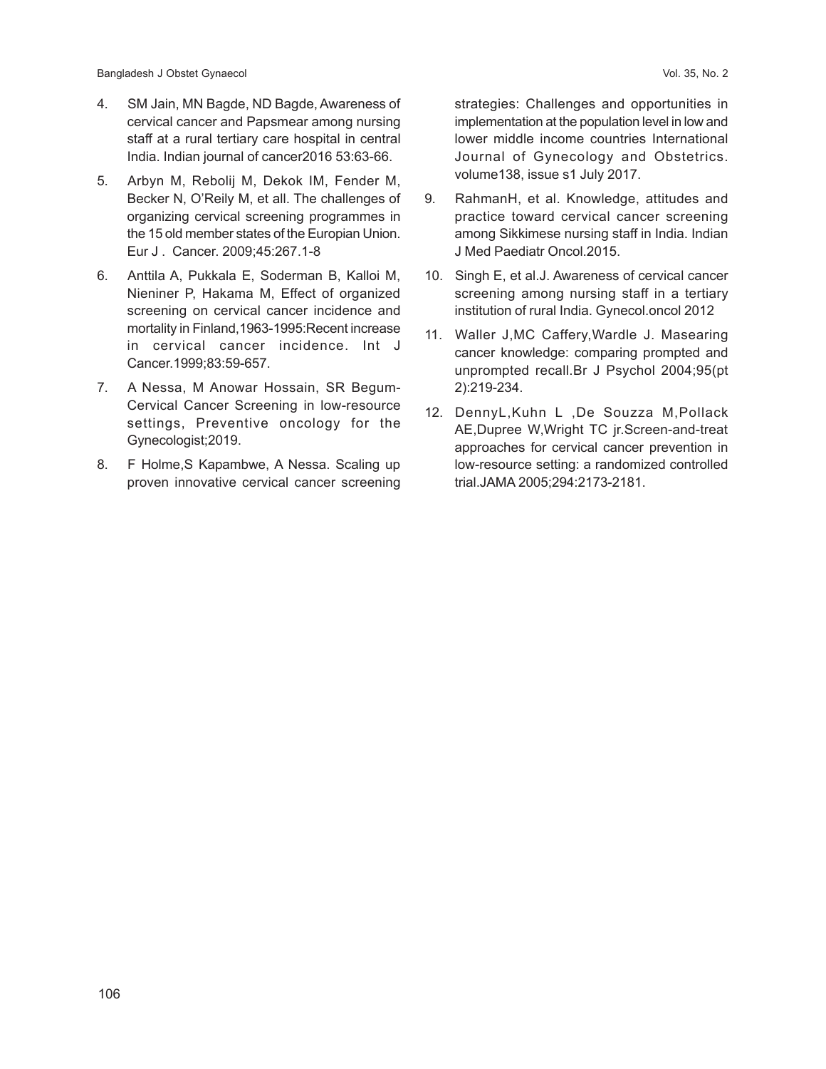4. SM Jain, MN Bagde, ND Bagde, Awareness of cervical cancer and Papsmear among nursing staff at a rural tertiary care hospital in central India. Indian journal of cancer2016 53:63-66.

5. Arbyn M, Rebolij M, Dekok IM, Fender M, Becker N, O'Reily M, et all. The challenges of organizing cervical screening programmes in the 15 old member states of the Europian Union. Eur J . Cancer. 2009;45:267.1-8

6. Anttila A, Pukkala E, Soderman B, Kalloi M, Nieniner P, Hakama M, Effect of organized screening on cervical cancer incidence and mortality in Finland,1963-1995:Recent increase in cervical cancer incidence. Int J Cancer.1999;83:59-657.

7. A Nessa, M Anowar Hossain, SR Begum-Cervical Cancer Screening in low-resource settings, Preventive oncology for the Gynecologist;2019.

8. F Holme,S Kapambwe, A Nessa. Scaling up proven innovative cervical cancer screening strategies: Challenges and opportunities in implementation at the population level in low and lower middle income countries International Journal of Gynecology and Obstetrics. volume138, issue s1 July 2017.

9. RahmanH, et al. Knowledge, attitudes and practice toward cervical cancer screening among Sikkimese nursing staff in India. Indian J Med Paediatr Oncol.2015.

10. Singh E, et al.J. Awareness of cervical cancer screening among nursing staff in a tertiary institution of rural India. Gynecol.oncol 2012

11. Waller J,MC Caffery,Wardle J. Masearing cancer knowledge: comparing prompted and unprompted recall.Br J Psychol 2004;95(pt 2):219-234.

12. DennyL,Kuhn L ,De Souzza M,Pollack AE,Dupree W,Wright TC jr.Screen-and-treat approaches for cervical cancer prevention in low-resource setting: a randomized controlled trial.JAMA 2005;294:2173-2181.